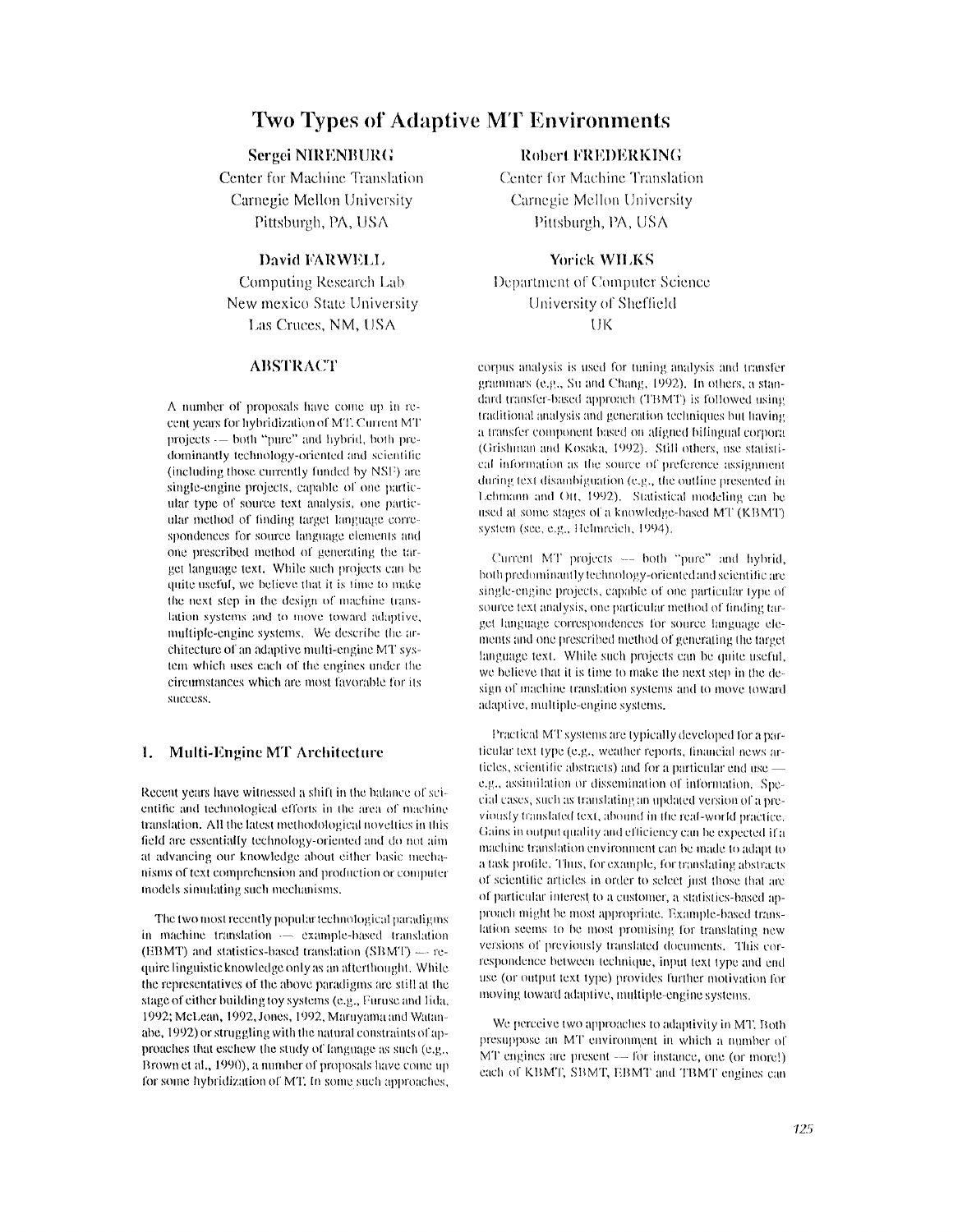# Two Types of Adaptive MT Environments

**Sergei NIRENBURG**
Center for Machine Translation
Carnegie Mellon University
Pittsburgh, PA, USA

**Robert FREDERKING**
Center for Machine Translation
Carnegie Mellon University
Pittsburgh, PA, USA

**David FARWELL**
Computing Research Lab
New mexico State University
Las Cruces, NM, USA

**Yorick WILKS**
Department of Computer Science
University of Sheffield
UK

## ABSTRACT

A number of proposals have come up in recent years for hybridization of MT. Current MT projects — both "pure" and hybrid, both predominantly technology-oriented and scientific (including those currently funded by NSF) are single-engine projects, capable of one particular type of source text analysis, one particular method of finding target language correspondences for source language elements and one prescribed method of generating the target language text. While such projects can be quite useful, we believe that it is time to make the next step in the design of machine translation systems and to move toward adaptive, multiple-engine systems. We describe the architecture of an adaptive multi-engine MT system which uses each of the engines under the circumstances which are most favorable for its success.

## 1. Multi-Engine MT Architecture

Recent years have witnessed a shift in the balance of scientific and technological efforts in the area of machine translation. All the latest methodological novelties in this field are essentially technology-oriented and do not aim at advancing our knowledge about either basic mechanisms of text comprehension and production or computer models simulating such mechanisms.

The two most recently popular technological paradigms in machine translation — example-based translation (EBMT) and statistics-based translation (SBMT) — require linguistic knowledge only as an afterthought. While the representatives of the above paradigms are still at the stage of either building toy systems (e.g., Furuse and Iida, 1992; McLean, 1992, Jones, 1992, Maruyama and Watanabe, 1992) or struggling with the natural constraints of approaches that eschew the study of language as such (e.g., Brown et al., 1990), a number of proposals have come up for some hybridization of MT. In some such approaches, corpus analysis is used for tuning analysis and transfer grammars (e.g., Su and Chang, 1992). In others, a standard transfer-based approach (TBMT) is followed using traditional analysis and generation techniques but having a transfer component based on aligned bilingual corpora (Grishman and Kosaka, 1992). Still others, use statistical information as the source of preference assignment during text disambiguation (e.g., the outline presented in Lehmann and Ott, 1992). Statistical modeling can be used at some stages of a knowledge-based MT (KBMT) system (see, e.g., Helmreich, 1994).

Current MT projects — both "pure" and hybrid, both predominantly technology-oriented and scientific are single-engine projects, capable of one particular type of source text analysis, one particular method of finding target language correspondences for source language elements and one prescribed method of generating the target language text. While such projects can be quite useful, we believe that it is time to make the next step in the design of machine translation systems and to move toward adaptive, multiple-engine systems.

Practical MT systems are typically developed for a particular text type (e.g., weather reports, financial news articles, scientific abstracts) and for a particular end use — e.g., assimilation or dissemination of information. Special cases, such as translating an updated version of a previously translated text, abound in the real-world practice. Gains in output quality and efficiency can be expected if a machine translation environment can be made to adapt to a task profile. Thus, for example, for translating abstracts of scientific articles in order to select just those that are of particular interest to a customer, a statistics-based approach might be most appropriate. Example-based translation seems to be most promising for translating new versions of previously translated documents. This correspondence between technique, input text type and end use (or output text type) provides further motivation for moving toward adaptive, multiple-engine systems.

We perceive two approaches to adaptivity in MT. Both presuppose an MT environment in which a number of MT engines are present — for instance, one (or more!) each of KBMT, SBMT, EBMT and TBMT engines can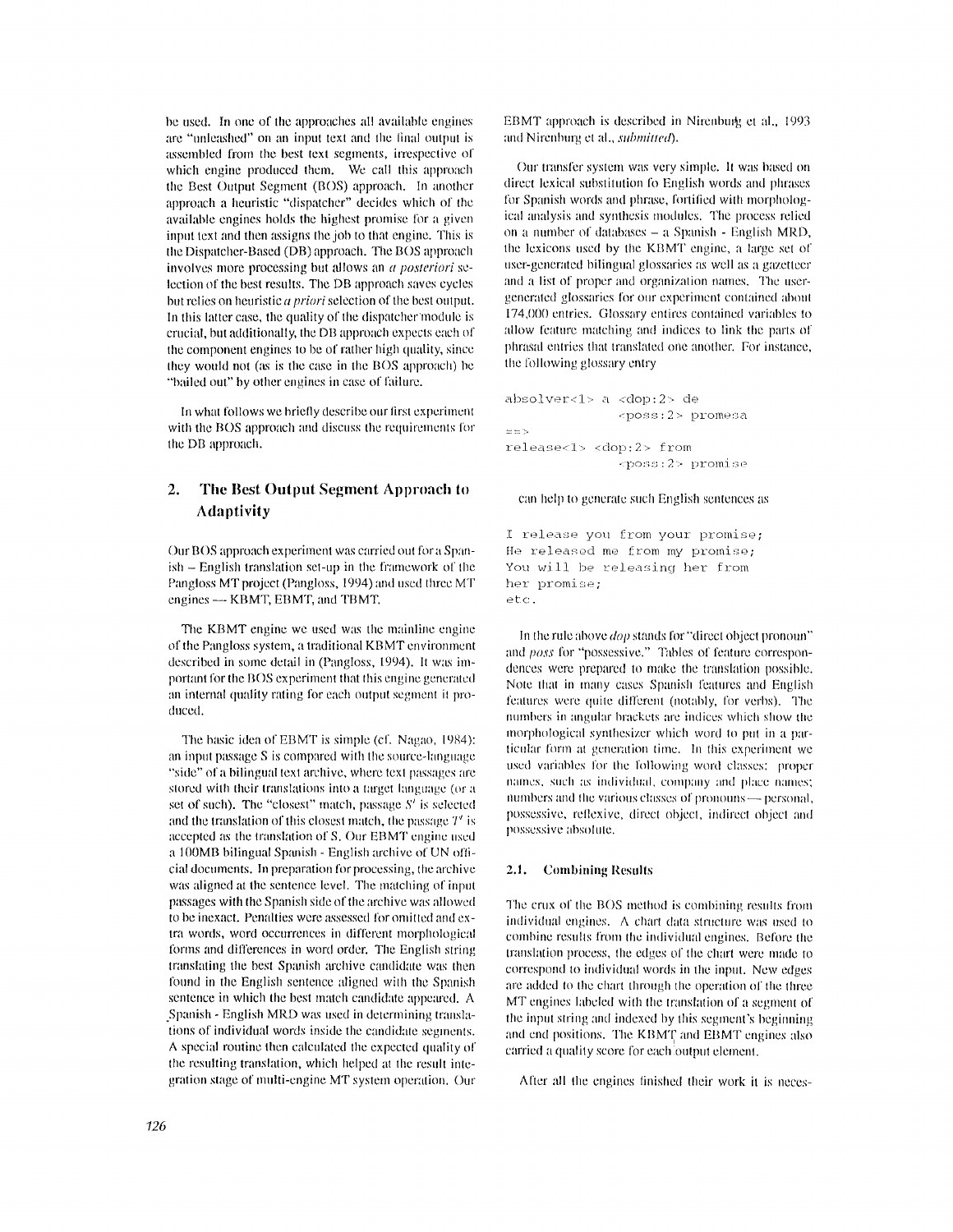be used. In one of the approaches all available engines are "unleashed" on an input text and the final output is assembled from the best text segments, irrespective of which engine produced them. We call this approach the Best Output Segment (BOS) approach. In another approach a heuristic "dispatcher" decides which of the available engines holds the highest promise for a given input text and then assigns the job to that engine. This is the Dispatcher-Based (DB) approach. The BOS approach involves more processing but allows an *a posteriori* selection of the best results. The DB approach saves cycles but relies on heuristic *a priori* selection of the best output. In this latter case, the quality of the dispatcher module is crucial, but additionally, the DB approach expects each of the component engines to be of rather high quality, since they would not (as is the case in the BOS approach) be "bailed out" by other engines in case of failure.

In what follows we briefly describe our first experiment with the BOS approach and discuss the requirements for the DB approach.

## 2. The Best Output Segment Approach to Adaptivity

Our BOS approach experiment was carried out for a Spanish – English translation set-up in the framework of the Pangloss MT project (Pangloss, 1994) and used three MT engines — KBMT, EBMT, and TBMT.

The KBMT engine we used was the mainline engine of the Pangloss system, a traditional KBMT environment described in some detail in (Pangloss, 1994). It was important for the BOS experiment that this engine generated an internal quality rating for each output segment it produced.

The basic idea of EBMT is simple (cf. Nagao, 1984): an input passage S is compared with the source-language "side" of a bilingual text archive, where text passages are stored with their translations into a target language (or a set of such). The "closest" match, passage $S'$ is selected and the translation of this closest match, the passage $T'$ is accepted as the translation of S. Our EBMT engine used a 100MB bilingual Spanish - English archive of UN official documents. In preparation for processing, the archive was aligned at the sentence level. The matching of input passages with the Spanish side of the archive was allowed to be inexact. Penalties were assessed for omitted and extra words, word occurrences in different morphological forms and differences in word order. The English string translating the best Spanish archive candidate was then found in the English sentence aligned with the Spanish sentence in which the best match candidate appeared. A Spanish - English MRD was used in determining translations of individual words inside the candidate segments. A special routine then calculated the expected quality of the resulting translation, which helped at the result integration stage of multi-engine MT system operation. Our EBMT approach is described in Nirenburg et al., 1993 and Nirenburg et al., *submitted*).

Our transfer system was very simple. It was based on direct lexical substitution fo English words and phrases for Spanish words and phrase, fortified with morphological analysis and synthesis modules. The process relied on a number of databases – a Spanish - English MRD, the lexicons used by the KBMT engine, a large set of user-generated bilingual glossaries as well as a gazetteer and a list of proper and organization names. The user-generated glossaries for our experiment contained about 174,000 entries. Glossary entires contained variables to allow feature matching and indices to link the parts of phrasal entries that translated one another. For instance, the following glossary entry

```
absolver<1> a <dop:2> de
              <poss:2> promesa
==>
release<1> <dop:2> from
              <poss:2> promise
```

can help to generate such English sentences as

```
I release you from your promise;
He released me from my promise;
You will be releasing her from
her promise;
etc.
```

In the rule above *dop* stands for "direct object pronoun" and *poss* for "possessive." Tables of feature correspondences were prepared to make the translation possible. Note that in many cases Spanish features and English features were quite different (notably, for verbs). The numbers in angular brackets are indices which show the morphological synthesizer which word to put in a particular form at generation time. In this experiment we used variables for the following word classes: proper names, such as individual, company and place names; numbers and the various classes of pronouns — personal, possessive, reflexive, direct object, indirect object and possessive absolute.

### 2.1. Combining Results

The crux of the BOS method is combining results from individual engines. A chart data structure was used to combine results from the individual engines. Before the translation process, the edges of the chart were made to correspond to individual words in the input. New edges are added to the chart through the operation of the three MT engines labeled with the translation of a segment of the input string and indexed by this segment's beginning and end positions. The KBMT and EBMT engines also carried a quality score for each output element.

After all the engines finished their work it is neces-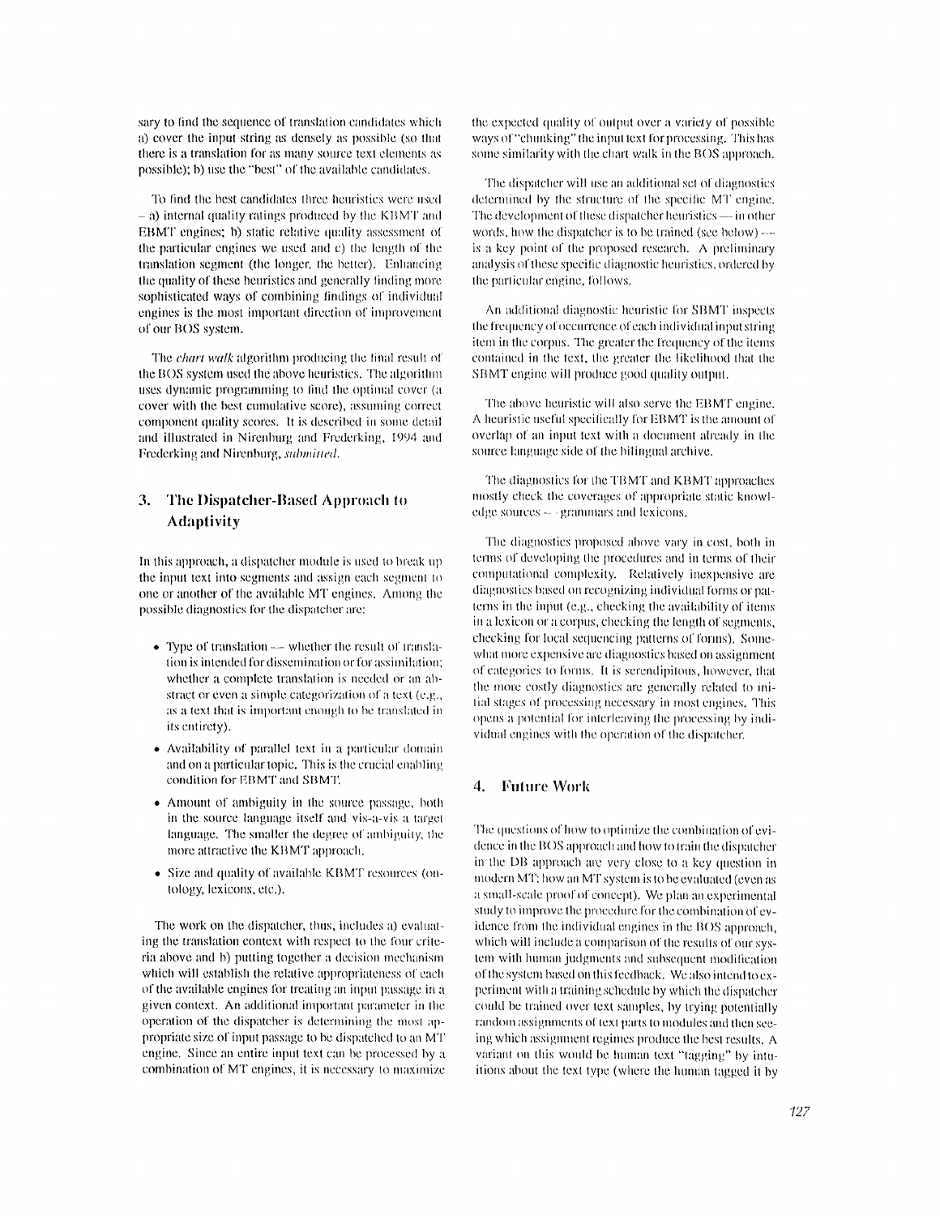sary to find the sequence of translation candidates which a) cover the input string as densely as possible (so that there is a translation for as many source text elements as possible); b) use the "best" of the available candidates.

To find the best candidates three heuristics were used – a) internal quality ratings produced by the KBMT and EBMT engines; b) static relative quality assessment of the particular engines we used and c) the length of the translation segment (the longer, the better). Enhancing the quality of these heuristics and generally finding more sophisticated ways of combining findings of individual engines is the most important direction of improvement of our BOS system.

The *chart walk* algorithm producing the final result of the BOS system used the above heuristics. The algorithm uses dynamic programming to find the optimal cover (a cover with the best cumulative score), assuming correct component quality scores. It is described in some detail and illustrated in Nirenburg and Frederking, 1994 and Frederking and Nirenburg, *submitted*.

## 3. The Dispatcher-Based Approach to Adaptivity

In this approach, a dispatcher module is used to break up the input text into segments and assign each segment to one or another of the available MT engines. Among the possible diagnostics for the dispatcher are:

- Type of translation — whether the result of translation is intended for dissemination or for assimilation; whether a complete translation is needed or an abstract or even a simple categorization of a text (e.g., as a text that is important enough to be translated in its entirety).
- Availability of parallel text in a particular domain and on a particular topic. This is the crucial enabling condition for EBMT and SBMT.
- Amount of ambiguity in the source passage, both in the source language itself and vis-a-vis a target language. The smaller the degree of ambiguity, the more attractive the KBMT approach.
- Size and quality of available KBMT resources (ontology, lexicons, etc.).

The work on the dispatcher, thus, includes a) evaluating the translation context with respect to the four criteria above and b) putting together a decision mechanism which will establish the relative appropriateness of each of the available engines for treating an input passage in a given context. An additional important parameter in the operation of the dispatcher is determining the most appropriate size of input passage to be dispatched to an MT engine. Since an entire input text can be processed by a combination of MT engines, it is necessary to maximize the expected quality of output over a variety of possible ways of "chunking" the input text for processing. This has some similarity with the chart walk in the BOS approach.

The dispatcher will use an additional set of diagnostics determined by the structure of the specific MT engine. The development of these dispatcher heuristics — in other words, how the dispatcher is to be trained (see below) — is a key point of the proposed research. A preliminary analysis of these specific diagnostic heuristics, ordered by the particular engine, follows.

An additional diagnostic heuristic for SBMT inspects the frequency of occurrence of each individual input string item in the corpus. The greater the frequency of the items contained in the text, the greater the likelihood that the SBMT engine will produce good quality output.

The above heuristic will also serve the EBMT engine. A heuristic useful specifically for EBMT is the amount of overlap of an input text with a document already in the source language side of the bilingual archive.

The diagnostics for the TBMT and KBMT approaches mostly check the coverages of appropriate static knowledge sources – grammars and lexicons.

The diagnostics proposed above vary in cost, both in terms of developing the procedures and in terms of their computational complexity. Relatively inexpensive are diagnostics based on recognizing individual forms or patterns in the input (e.g., checking the availability of items in a lexicon or a corpus, checking the length of segments, checking for local sequencing patterns of forms). Somewhat more expensive are diagnostics based on assignment of categories to forms. It is serendipitous, however, that the more costly diagnostics are generally related to initial stages of processing necessary in most engines. This opens a potential for interleaving the processing by individual engines with the operation of the dispatcher.

## 4. Future Work

The questions of how to optimize the combination of evidence in the BOS approach and how to train the dispatcher in the DB approach are very close to a key question in modern MT: how an MT system is to be evaluated (even as a small-scale proof of concept). We plan an experimental study to improve the procedure for the combination of evidence from the individual engines in the BOS approach, which will include a comparison of the results of our system with human judgments and subsequent modification of the system based on this feedback. We also intend to experiment with a training schedule by which the dispatcher could be trained over text samples, by trying potentially random assignments of text parts to modules and then seeing which assignment regimes produce the best results. A variant on this would be human text "tagging" by intuitions about the text type (where the human tagged it by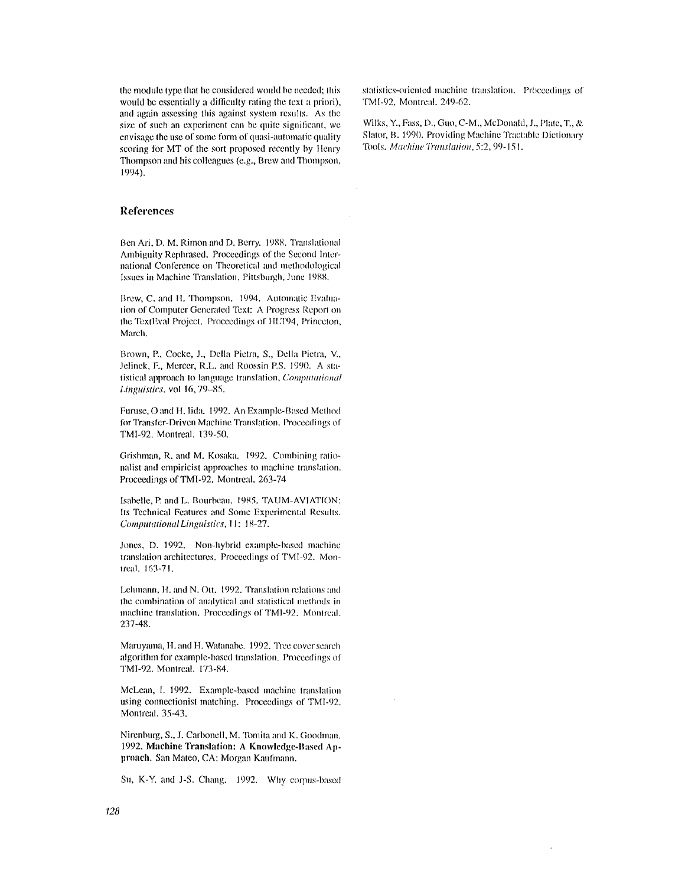the module type that he considered would be needed; this would be essentially a difficulty rating the text a priori), and again assessing this against system results. As the size of such an experiment can be quite significant, we envisage the use of some form of quasi-automatic quality scoring for MT of the sort proposed recently by Henry Thompson and his colleagues (e.g., Brew and Thompson, 1994).

## References

Ben Ari, D. M. Rimon and D. Berry. 1988. Translational Ambiguity Rephrased. Proceedings of the Second International Conference on Theoretical and methodological Issues in Machine Translation. Pittsburgh, June 1988.

Brew, C. and H. Thompson. 1994. Automatic Evaluation of Computer Generated Text: A Progress Report on the TextEval Project. Proceedings of HLT94, Princeton, March.

Brown, P., Cocke, J., Della Pietra, S., Della Pietra, V., Jelinek, F., Mercer, R.L. and Roossin P.S. 1990. A statistical approach to language translation, *Computational Linguistics*. vol 16, 79–85.

Furuse, O and H. Iida. 1992. An Example-Based Method for Transfer-Driven Machine Translation. Proceedings of TMI-92. Montreal. 139-50.

Grishman, R. and M. Kosaka. 1992. Combining rationalist and empiricist approaches to machine translation. Proceedings of TMI-92. Montreal. 263-74

Isabelle, P. and L. Bourbeau. 1985. TAUM-AVIATION: Its Technical Features and Some Experimental Results. *Computational Linguistics*, 11: 18-27.

Jones, D. 1992. Non-hybrid example-based machine translation architectures. Proceedings of TMI-92. Montreal. 163-71.

Lehmann, H. and N. Ott. 1992. Translation relations and the combination of analytical and statistical methods in machine translation. Proceedings of TMI-92. Montreal. 237-48.

Maruyama, H. and H. Watanabe. 1992. Tree cover search algorithm for example-based translation. Proceedings of TMI-92. Montreal. 173-84.

McLean, I. 1992. Example-based machine translation using connectionist matching. Proceedings of TMI-92. Montreal. 35-43.

Nirenburg, S., J. Carbonell, M. Tomita and K. Goodman. 1992. **Machine Translation: A Knowledge-Based Approach.** San Mateo, CA: Morgan Kaufmann.

Su, K-Y. and J-S. Chang. 1992. Why corpus-based statistics-oriented machine translation. Proceedings of TMI-92. Montreal. 249-62.

Wilks, Y., Fass, D., Guo, C-M., McDonald, J., Plate, T., & Slator, B. 1990. Providing Machine Tractable Dictionary Tools. *Machine Translation*, 5:2, 99-151.